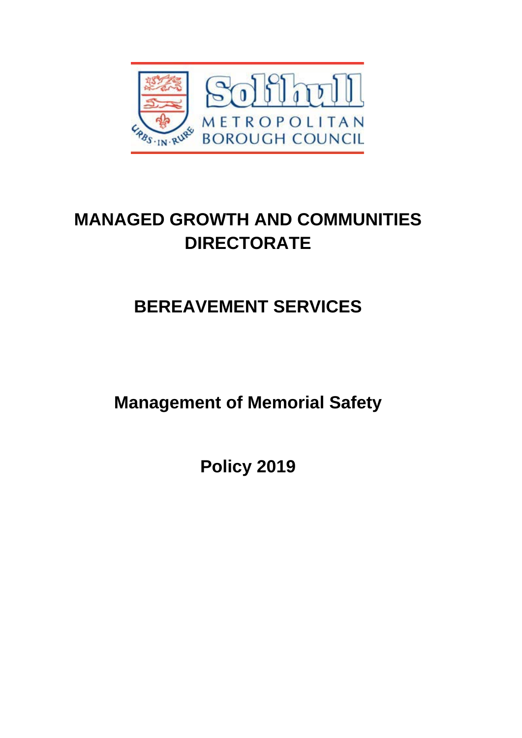# MANAGED GROWTH AND COMMUNITIES DIRECTORATE

## BEREAVEMENT SERVICES

## Management of Memorial Safety

## Policy 2019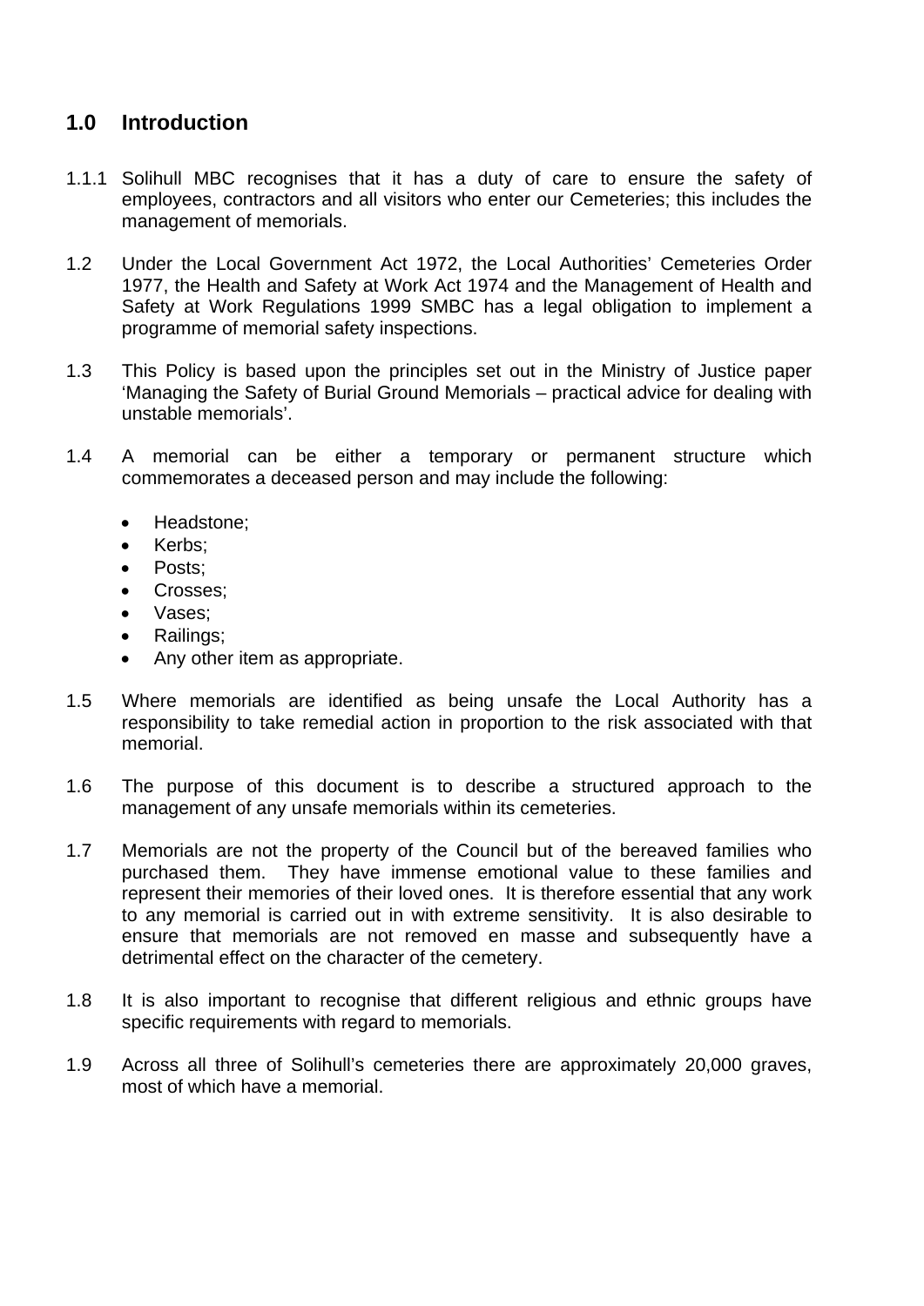## 1.0 Introduction

1.1.1 Solihull MBC recognises that it has a duty of care to ensure the safety of employees, contractors and all visitors who enter our Cemeteries; this includes the management of memorials.

1.2 Under the Local Government Act 1972, the Local Authorities' Cemeteries Order 1977, the Health and Safety at Work Act 1974 and the Management of Health and Safety at Work Regulations 1999 SMBC has a legal obligation to implement a programme of memorial safety inspections.

1.3 This Policy is based upon the principles set out in the Ministry of Justice paper 'Managing the Safety of Burial Ground Memorials – practical advice for dealing with unstable memorials'.

1.4 A memorial can be either a temporary or permanent structure which commemorates a deceased person and may include the following:

- Headstone;
- Kerbs;
- Posts;
- Crosses;
- Vases;
- Railings;
- Any other item as appropriate.

1.5 Where memorials are identified as being unsafe the Local Authority has a responsibility to take remedial action in proportion to the risk associated with that memorial.

1.6 The purpose of this document is to describe a structured approach to the management of any unsafe memorials within its cemeteries.

1.7 Memorials are not the property of the Council but of the bereaved families who purchased them. They have immense emotional value to these families and represent their memories of their loved ones. It is therefore essential that any work to any memorial is carried out in with extreme sensitivity. It is also desirable to ensure that memorials are not removed en masse and subsequently have a detrimental effect on the character of the cemetery.

1.8 It is also important to recognise that different religious and ethnic groups have specific requirements with regard to memorials.

1.9 Across all three of Solihull's cemeteries there are approximately 20,000 graves, most of which have a memorial.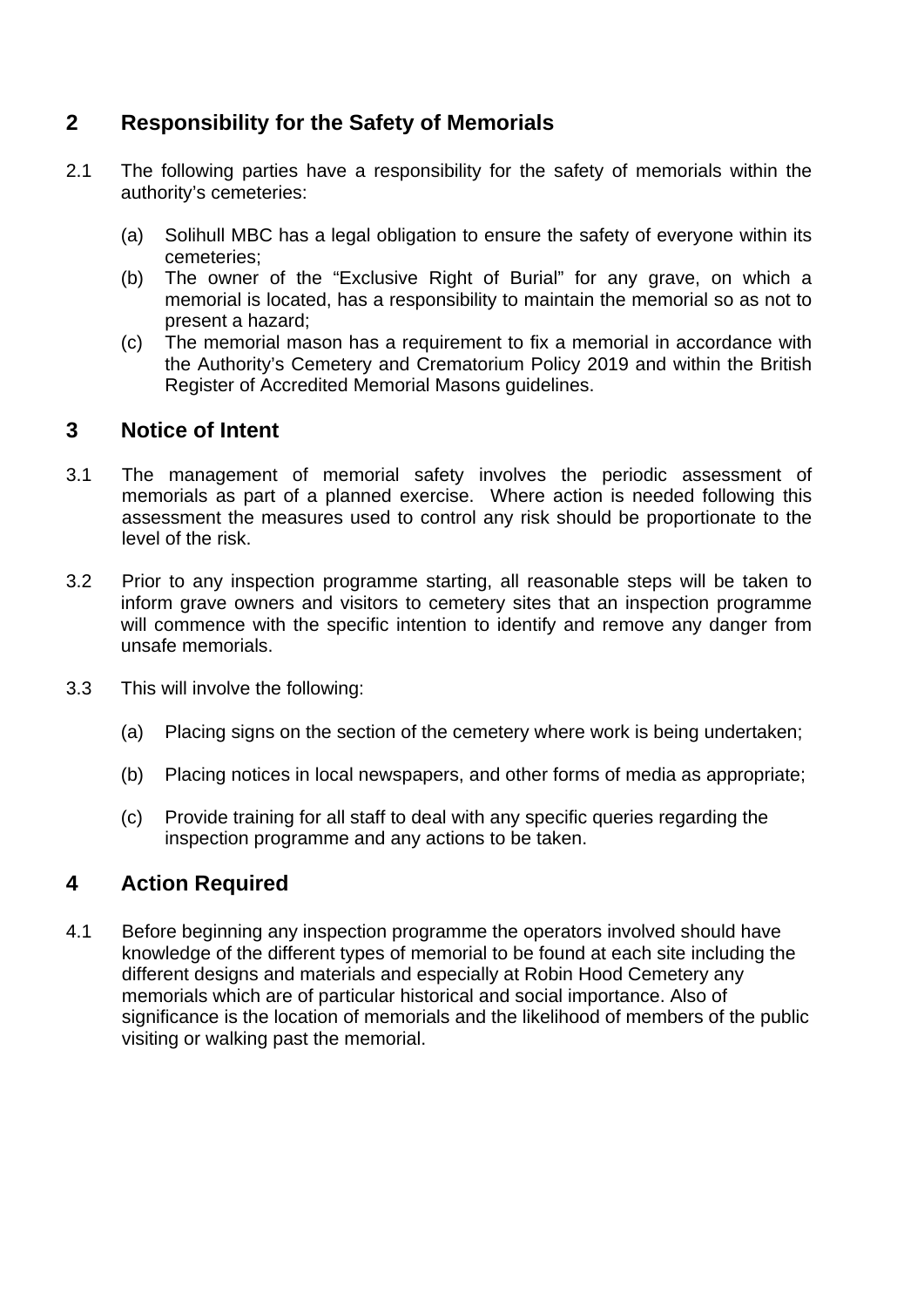## 2 Responsibility for the Safety of Memorials

2.1 The following parties have a responsibility for the safety of memorials within the authority's cemeteries:

(a) Solihull MBC has a legal obligation to ensure the safety of everyone within its cemeteries;
(b) The owner of the "Exclusive Right of Burial" for any grave, on which a memorial is located, has a responsibility to maintain the memorial so as not to present a hazard;
(c) The memorial mason has a requirement to fix a memorial in accordance with the Authority's Cemetery and Crematorium Policy 2019 and within the British Register of Accredited Memorial Masons guidelines.

## 3 Notice of Intent

3.1 The management of memorial safety involves the periodic assessment of memorials as part of a planned exercise. Where action is needed following this assessment the measures used to control any risk should be proportionate to the level of the risk.

3.2 Prior to any inspection programme starting, all reasonable steps will be taken to inform grave owners and visitors to cemetery sites that an inspection programme will commence with the specific intention to identify and remove any danger from unsafe memorials.

3.3 This will involve the following:

(a) Placing signs on the section of the cemetery where work is being undertaken;

(b) Placing notices in local newspapers, and other forms of media as appropriate;

(c) Provide training for all staff to deal with any specific queries regarding the inspection programme and any actions to be taken.

## 4 Action Required

4.1 Before beginning any inspection programme the operators involved should have knowledge of the different types of memorial to be found at each site including the different designs and materials and especially at Robin Hood Cemetery any memorials which are of particular historical and social importance. Also of significance is the location of memorials and the likelihood of members of the public visiting or walking past the memorial.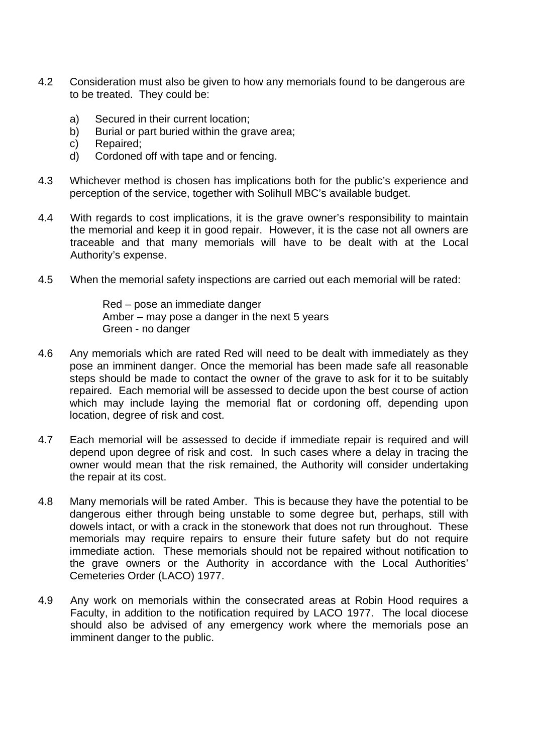4.2 Consideration must also be given to how any memorials found to be dangerous are to be treated. They could be:

a) Secured in their current location;
b) Burial or part buried within the grave area;
c) Repaired;
d) Cordoned off with tape and or fencing.

4.3 Whichever method is chosen has implications both for the public's experience and perception of the service, together with Solihull MBC's available budget.

4.4 With regards to cost implications, it is the grave owner's responsibility to maintain the memorial and keep it in good repair. However, it is the case not all owners are traceable and that many memorials will have to be dealt with at the Local Authority's expense.

4.5 When the memorial safety inspections are carried out each memorial will be rated:

Red – pose an immediate danger
Amber – may pose a danger in the next 5 years
Green - no danger

4.6 Any memorials which are rated Red will need to be dealt with immediately as they pose an imminent danger. Once the memorial has been made safe all reasonable steps should be made to contact the owner of the grave to ask for it to be suitably repaired. Each memorial will be assessed to decide upon the best course of action which may include laying the memorial flat or cordoning off, depending upon location, degree of risk and cost.

4.7 Each memorial will be assessed to decide if immediate repair is required and will depend upon degree of risk and cost. In such cases where a delay in tracing the owner would mean that the risk remained, the Authority will consider undertaking the repair at its cost.

4.8 Many memorials will be rated Amber. This is because they have the potential to be dangerous either through being unstable to some degree but, perhaps, still with dowels intact, or with a crack in the stonework that does not run throughout. These memorials may require repairs to ensure their future safety but do not require immediate action. These memorials should not be repaired without notification to the grave owners or the Authority in accordance with the Local Authorities' Cemeteries Order (LACO) 1977.

4.9 Any work on memorials within the consecrated areas at Robin Hood requires a Faculty, in addition to the notification required by LACO 1977. The local diocese should also be advised of any emergency work where the memorials pose an imminent danger to the public.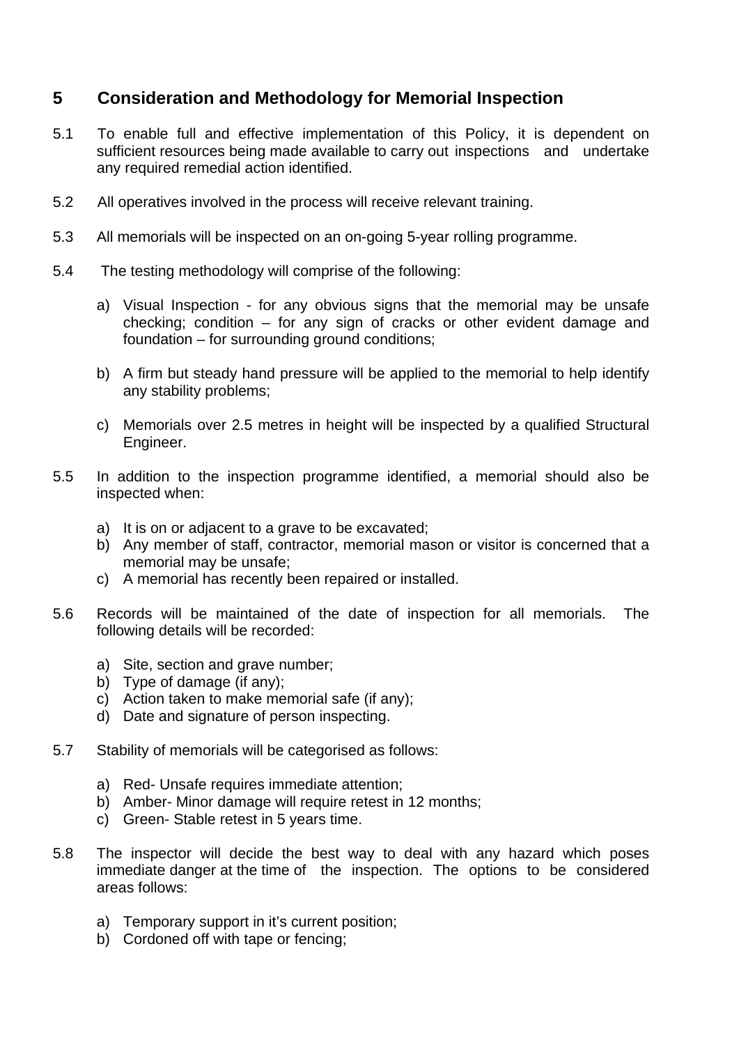## 5 Consideration and Methodology for Memorial Inspection

5.1 To enable full and effective implementation of this Policy, it is dependent on sufficient resources being made available to carry out inspections and undertake any required remedial action identified.

5.2 All operatives involved in the process will receive relevant training.

5.3 All memorials will be inspected on an on-going 5-year rolling programme.

5.4 The testing methodology will comprise of the following:

a) Visual Inspection - for any obvious signs that the memorial may be unsafe checking; condition – for any sign of cracks or other evident damage and foundation – for surrounding ground conditions;

b) A firm but steady hand pressure will be applied to the memorial to help identify any stability problems;

c) Memorials over 2.5 metres in height will be inspected by a qualified Structural Engineer.

5.5 In addition to the inspection programme identified, a memorial should also be inspected when:

a) It is on or adjacent to a grave to be excavated;
b) Any member of staff, contractor, memorial mason or visitor is concerned that a memorial may be unsafe;
c) A memorial has recently been repaired or installed.

5.6 Records will be maintained of the date of inspection for all memorials. The following details will be recorded:

a) Site, section and grave number;
b) Type of damage (if any);
c) Action taken to make memorial safe (if any);
d) Date and signature of person inspecting.

5.7 Stability of memorials will be categorised as follows:

a) Red- Unsafe requires immediate attention;
b) Amber- Minor damage will require retest in 12 months;
c) Green- Stable retest in 5 years time.

5.8 The inspector will decide the best way to deal with any hazard which poses immediate danger at the time of the inspection. The options to be considered areas follows:

a) Temporary support in it's current position;
b) Cordoned off with tape or fencing;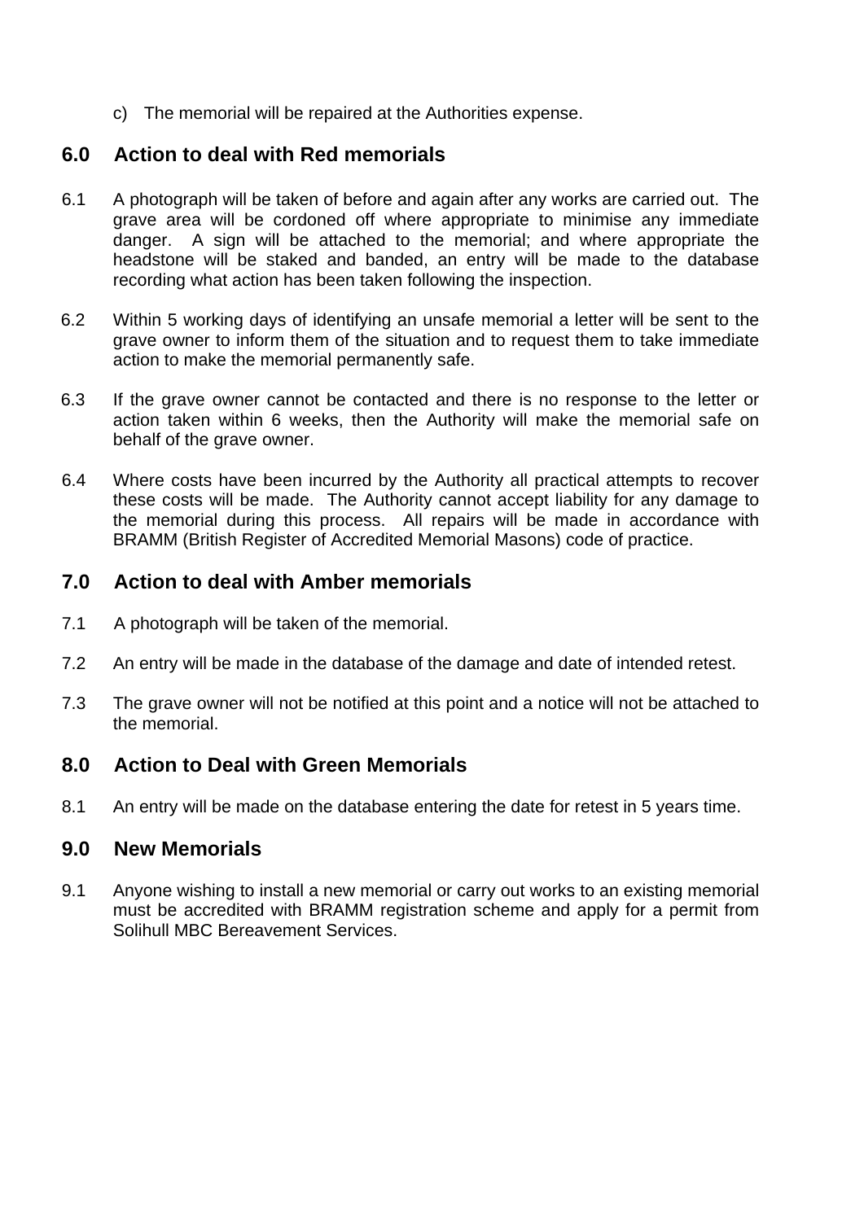c) The memorial will be repaired at the Authorities expense.

## 6.0 Action to deal with Red memorials

6.1 A photograph will be taken of before and again after any works are carried out. The grave area will be cordoned off where appropriate to minimise any immediate danger. A sign will be attached to the memorial; and where appropriate the headstone will be staked and banded, an entry will be made to the database recording what action has been taken following the inspection.

6.2 Within 5 working days of identifying an unsafe memorial a letter will be sent to the grave owner to inform them of the situation and to request them to take immediate action to make the memorial permanently safe.

6.3 If the grave owner cannot be contacted and there is no response to the letter or action taken within 6 weeks, then the Authority will make the memorial safe on behalf of the grave owner.

6.4 Where costs have been incurred by the Authority all practical attempts to recover these costs will be made. The Authority cannot accept liability for any damage to the memorial during this process. All repairs will be made in accordance with BRAMM (British Register of Accredited Memorial Masons) code of practice.

## 7.0 Action to deal with Amber memorials

7.1 A photograph will be taken of the memorial.

7.2 An entry will be made in the database of the damage and date of intended retest.

7.3 The grave owner will not be notified at this point and a notice will not be attached to the memorial.

## 8.0 Action to Deal with Green Memorials

8.1 An entry will be made on the database entering the date for retest in 5 years time.

## 9.0 New Memorials

9.1 Anyone wishing to install a new memorial or carry out works to an existing memorial must be accredited with BRAMM registration scheme and apply for a permit from Solihull MBC Bereavement Services.